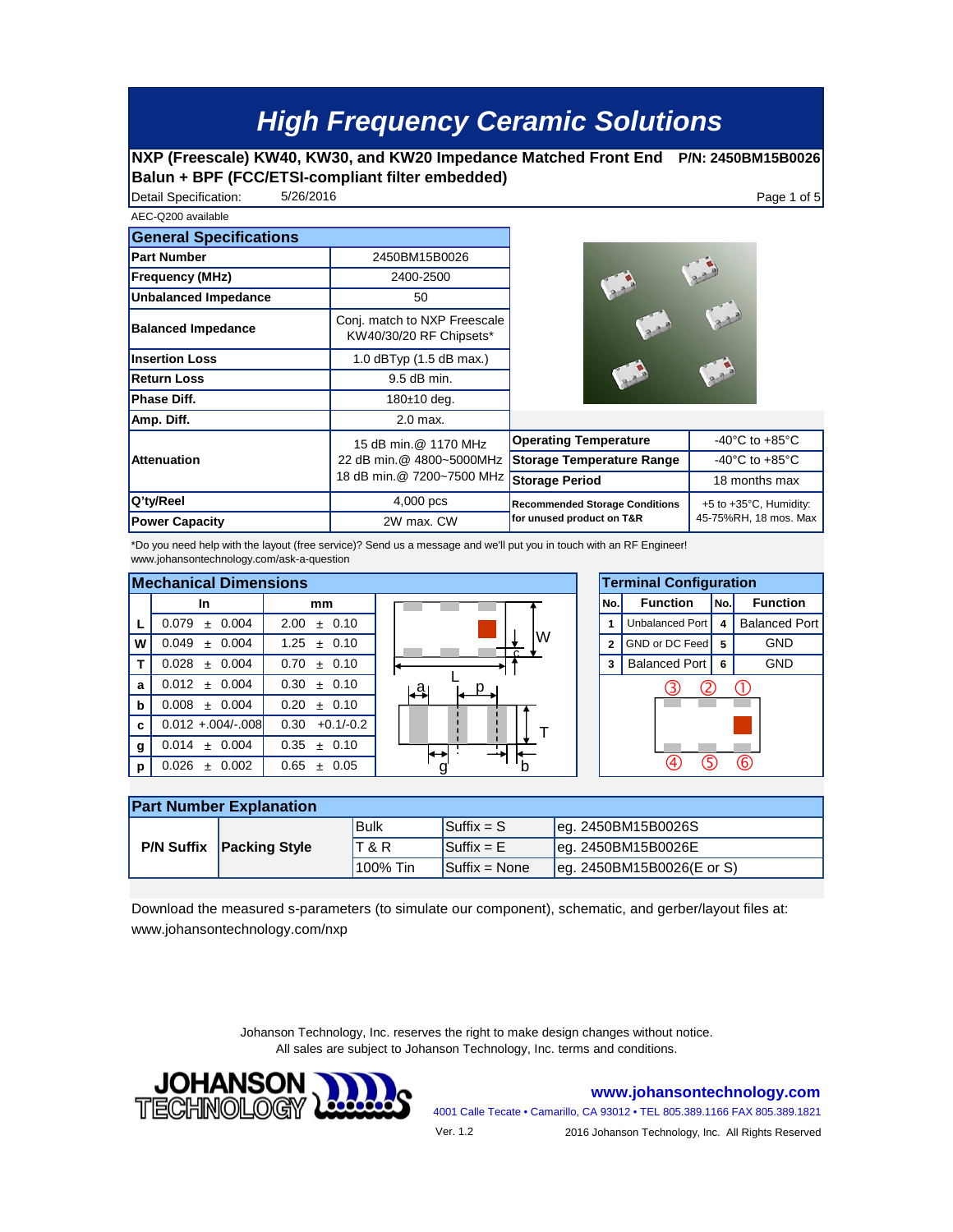# High Frequency Ceramic Solutions

**NXP (Freescale) KW40, KW30, and KW20 Impedance Matched Front End Balun + BPF (FCC/ETSI-compliant filter embedded)** **P/N: 2450BM15B0026**

Detail Specification: 5/26/2016

AEC-Q200 available

## General Specifications

| | |
|---|---|
| **Part Number** | 2450BM15B0026 |
| **Frequency (MHz)** | 2400-2500 |
| **Unbalanced Impedance** | 50 |
| **Balanced Impedance** | Conj. match to NXP Freescale KW40/30/20 RF Chipsets* |
| **Insertion Loss** | 1.0 dBTyp (1.5 dB max.) |
| **Return Loss** | 9.5 dB min. |
| **Phase Diff.** | 180±10 deg. |
| **Amp. Diff.** | 2.0 max. |
| **Attenuation** | 15 dB min.@ 1170 MHz<br>22 dB min.@ 4800~5000MHz<br>18 dB min.@ 7200~7500 MHz |
| **Q'ty/Reel** | 4,000 pcs |
| **Power Capacity** | 2W max. CW |

| | |
|---|---|
| **Operating Temperature** | -40°C to +85°C |
| **Storage Temperature Range** | -40°C to +85°C |
| **Storage Period** | 18 months max |
| **Recommended Storage Conditions for unused product on T&R** | +5 to +35°C, Humidity: 45-75%RH, 18 mos. Max |

*Do you need help with the layout (free service)? Send us a message and we'll put you in touch with an RF Engineer!
www.johansontechnology.com/ask-a-question

## Mechanical Dimensions

| | In | mm |
|---|---|---|
| **L** | 0.079 ± 0.004 | 2.00 ± 0.10 |
| **W** | 0.049 ± 0.004 | 1.25 ± 0.10 |
| **T** | 0.028 ± 0.004 | 0.70 ± 0.10 |
| **a** | 0.012 ± 0.004 | 0.30 ± 0.10 |
| **b** | 0.008 ± 0.004 | 0.20 ± 0.10 |
| **c** | 0.012 +.004/-.008 | 0.30 +0.1/-0.2 |
| **g** | 0.014 ± 0.004 | 0.35 ± 0.10 |
| **p** | 0.026 ± 0.002 | 0.65 ± 0.05 |

## Terminal Configuration

| No. | Function | No. | Function |
|---|---|---|---|
| 1 | Unbalanced Port | 4 | Balanced Port |
| 2 | GND or DC Feed | 5 | GND |
| 3 | Balanced Port | 6 | GND |

## Part Number Explanation

| | | | | |
|---|---|---|---|---|
| **P/N Suffix** | **Packing Style** | Bulk | Suffix = S | eg. 2450BM15B0026S |
| | | T & R | Suffix = E | eg. 2450BM15B0026E |
| | | 100% Tin | Suffix = None | eg. 2450BM15B0026(E or S) |

Download the measured s-parameters (to simulate our component), schematic, and gerber/layout files at:
www.johansontechnology.com/nxp

Johanson Technology, Inc. reserves the right to make design changes without notice.
All sales are subject to Johanson Technology, Inc. terms and conditions.

**www.johansontechnology.com**

4001 Calle Tecate • Camarillo, CA 93012 • TEL 805.389.1166 FAX 805.389.1821

Ver. 1.2

2016 Johanson Technology, Inc. All Rights Reserved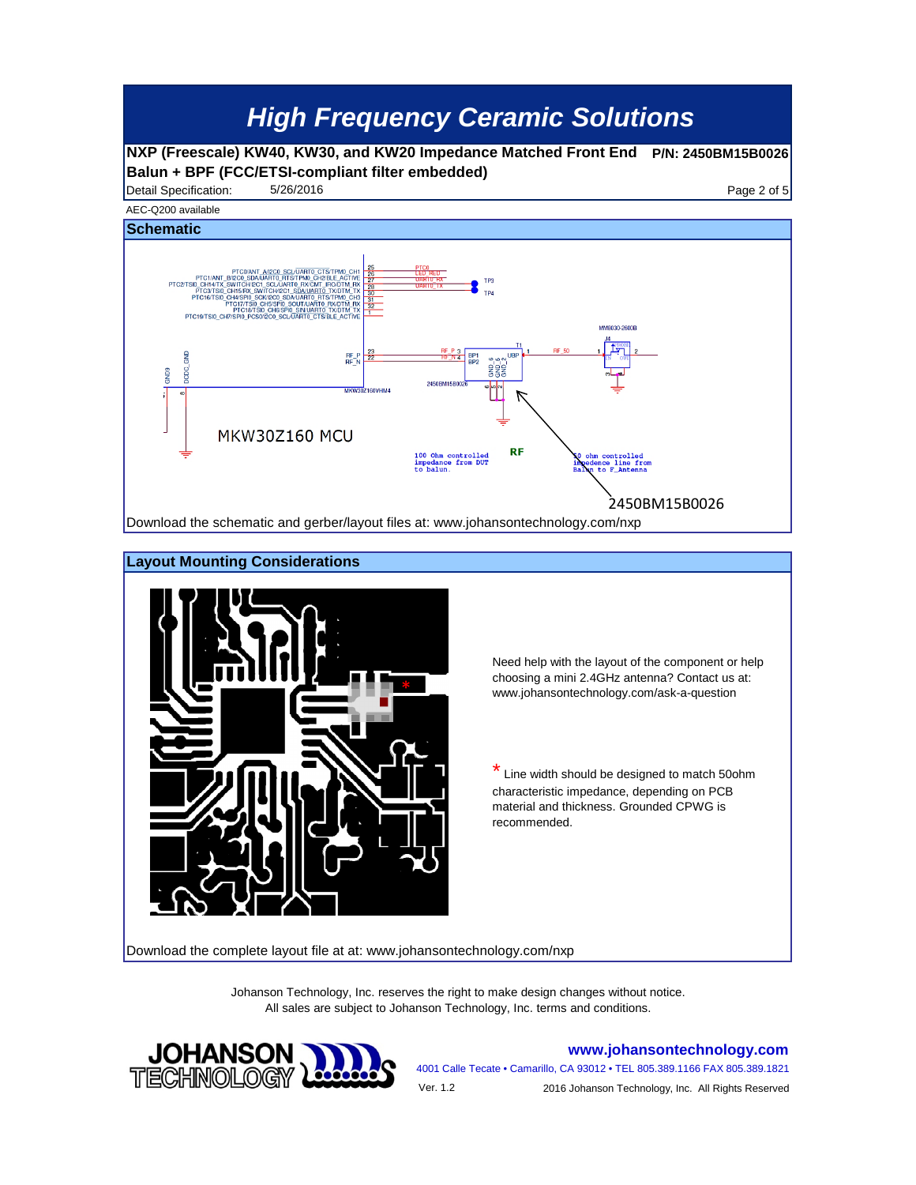# High Frequency Ceramic Solutions

**NXP (Freescale) KW40, KW30, and KW20 Impedance Matched Front End Balun + BPF (FCC/ETSI-compliant filter embedded)** **P/N: 2450BM15B0026**

Detail Specification: 5/26/2016

AEC-Q200 available

## Schematic

MKW30Z160 MCU

100 Ohm controlled impedance from DUT to balun.

RF

50 ohm controlled impedance line from Balun to F_Antenna

2450BM15B0026

Download the schematic and gerber/layout files at: www.johansontechnology.com/nxp

## Layout Mounting Considerations

Need help with the layout of the component or help choosing a mini 2.4GHz antenna? Contact us at: www.johansontechnology.com/ask-a-question

* Line width should be designed to match 50ohm characteristic impedance, depending on PCB material and thickness. Grounded CPWG is recommended.

Download the complete layout file at at: www.johansontechnology.com/nxp

Johanson Technology, Inc. reserves the right to make design changes without notice.
All sales are subject to Johanson Technology, Inc. terms and conditions.

JOHANSON TECHNOLOGY

www.johansontechnology.com

4001 Calle Tecate • Camarillo, CA 93012 • TEL 805.389.1166 FAX 805.389.1821

Ver. 1.2 2016 Johanson Technology, Inc. All Rights Reserved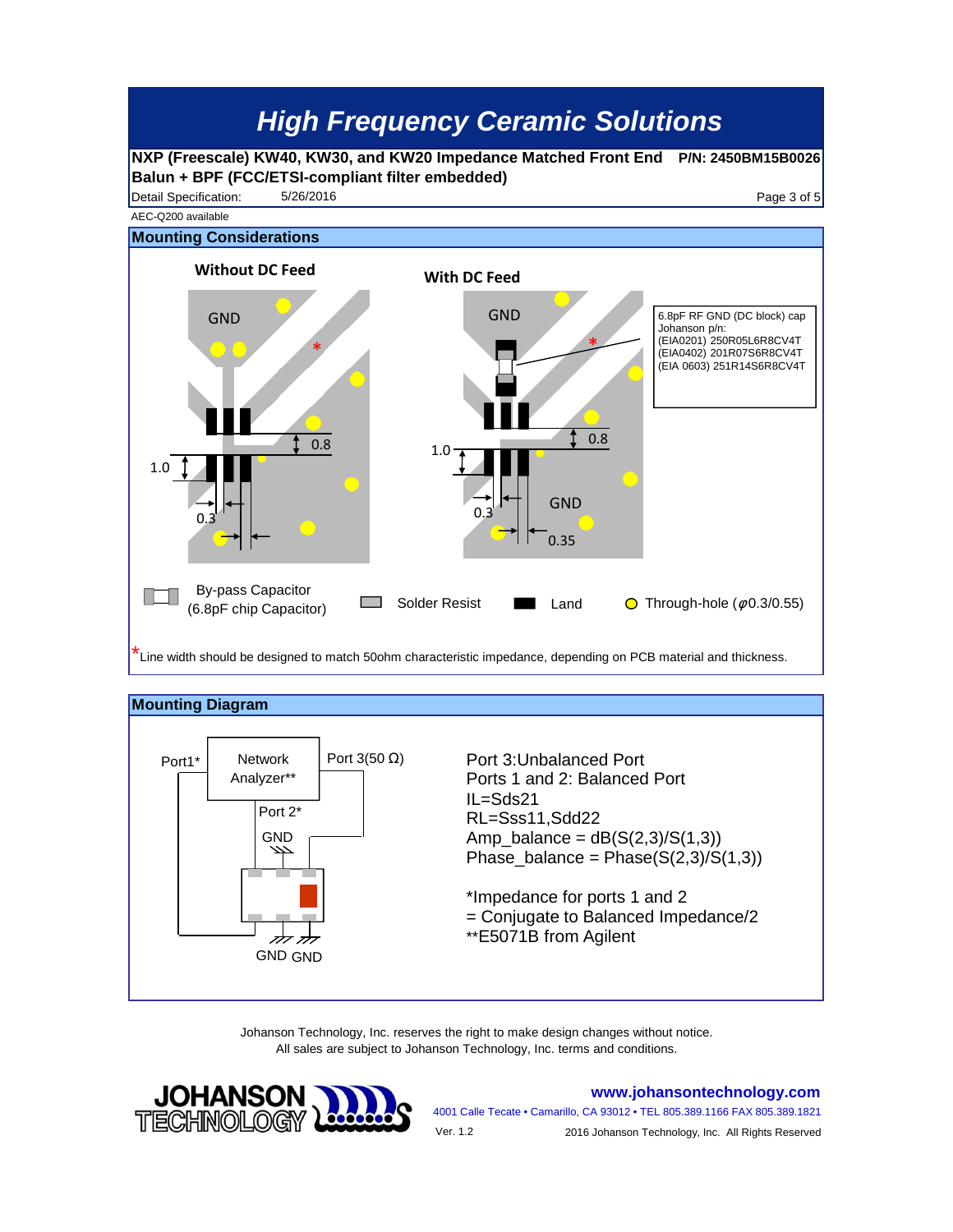# High Frequency Ceramic Solutions

**NXP (Freescale) KW40, KW30, and KW20 Impedance Matched Front End Balun + BPF (FCC/ETSI-compliant filter embedded)** **P/N: 2450BM15B0026**

Detail Specification: 5/26/2016

AEC-Q200 available

## Mounting Considerations

**Without DC Feed**

GND

*

0.8

1.0

0.3

**With DC Feed**

GND

*

6.8pF RF GND (DC block) cap
Johanson p/n:
(EIA0201) 250R05L6R8CV4T
(EIA0402) 201R07S6R8CV4T
(EIA 0603) 251R14S6R8CV4T

0.8

1.0

0.3

GND

0.35

By-pass Capacitor (6.8pF chip Capacitor) — Solder Resist — Land — Through-hole (φ0.3/0.55)

*Line width should be designed to match 50ohm characteristic impedance, depending on PCB material and thickness.

## Mounting Diagram

Port1* — Network Analyzer** — Port 3(50 Ω)

Port 2*

GND

GND GND

Port 3:Unbalanced Port
Ports 1 and 2: Balanced Port
IL=Sds21
RL=Sss11,Sdd22
Amp_balance = dB(S(2,3)/S(1,3))
Phase_balance = Phase(S(2,3)/S(1,3))

*Impedance for ports 1 and 2
= Conjugate to Balanced Impedance/2
**E5071B from Agilent

Johanson Technology, Inc. reserves the right to make design changes without notice.
All sales are subject to Johanson Technology, Inc. terms and conditions.

JOHANSON TECHNOLOGY

www.johansontechnology.com

4001 Calle Tecate • Camarillo, CA 93012 • TEL 805.389.1166 FAX 805.389.1821

Ver. 1.2

2016 Johanson Technology, Inc. All Rights Reserved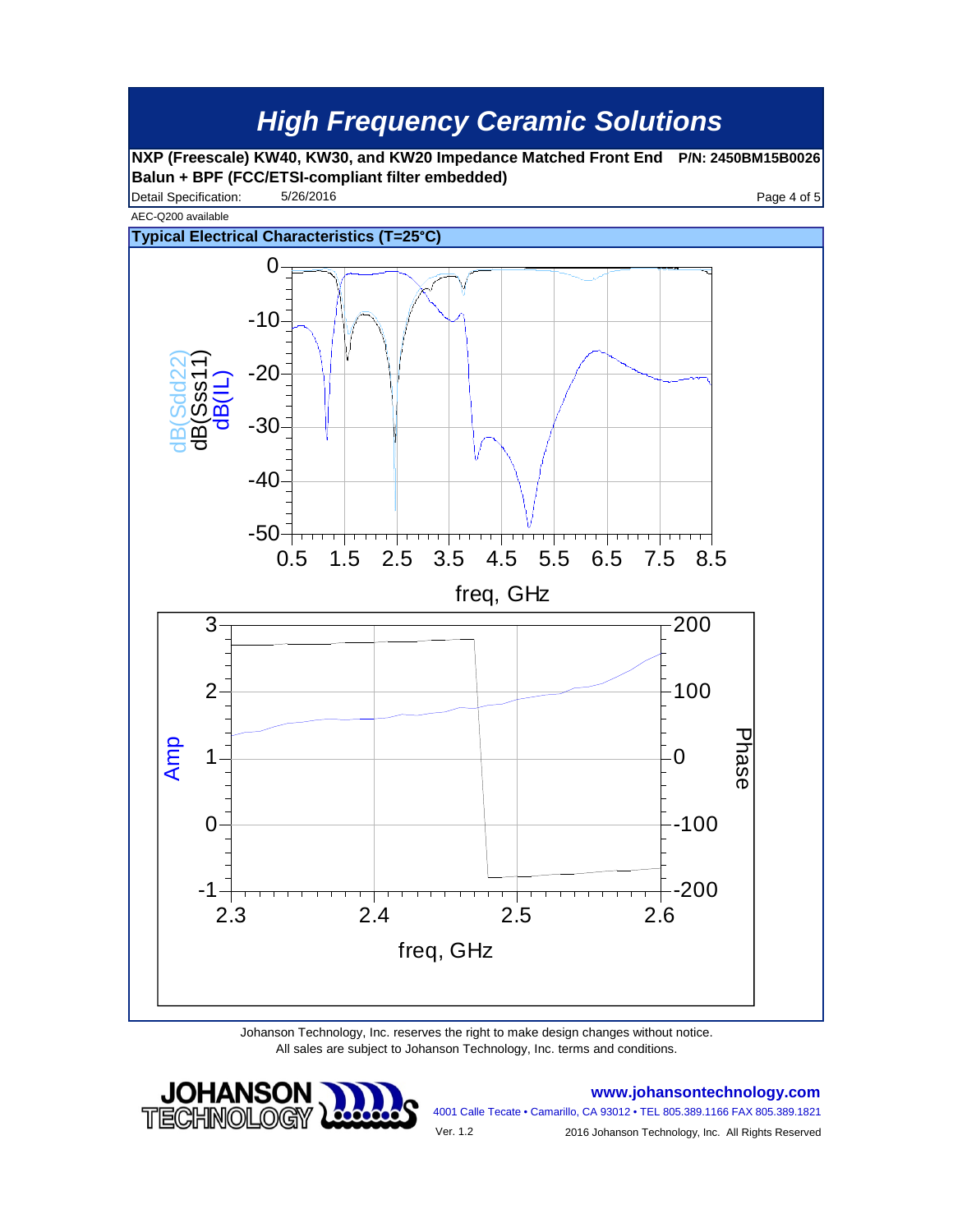## High Frequency Ceramic Solutions

**NXP (Freescale) KW40, KW30, and KW20 Impedance Matched Front End Balun + BPF (FCC/ETSI-compliant filter embedded)** **P/N: 2450BM15B0026**

Detail Specification: 5/26/2016

AEC-Q200 available

### Typical Electrical Characteristics (T=25°C)

Johanson Technology, Inc. reserves the right to make design changes without notice.
All sales are subject to Johanson Technology, Inc. terms and conditions.

**www.johansontechnology.com**

4001 Calle Tecate • Camarillo, CA 93012 • TEL 805.389.1166 FAX 805.389.1821

Ver. 1.2

2016 Johanson Technology, Inc. All Rights Reserved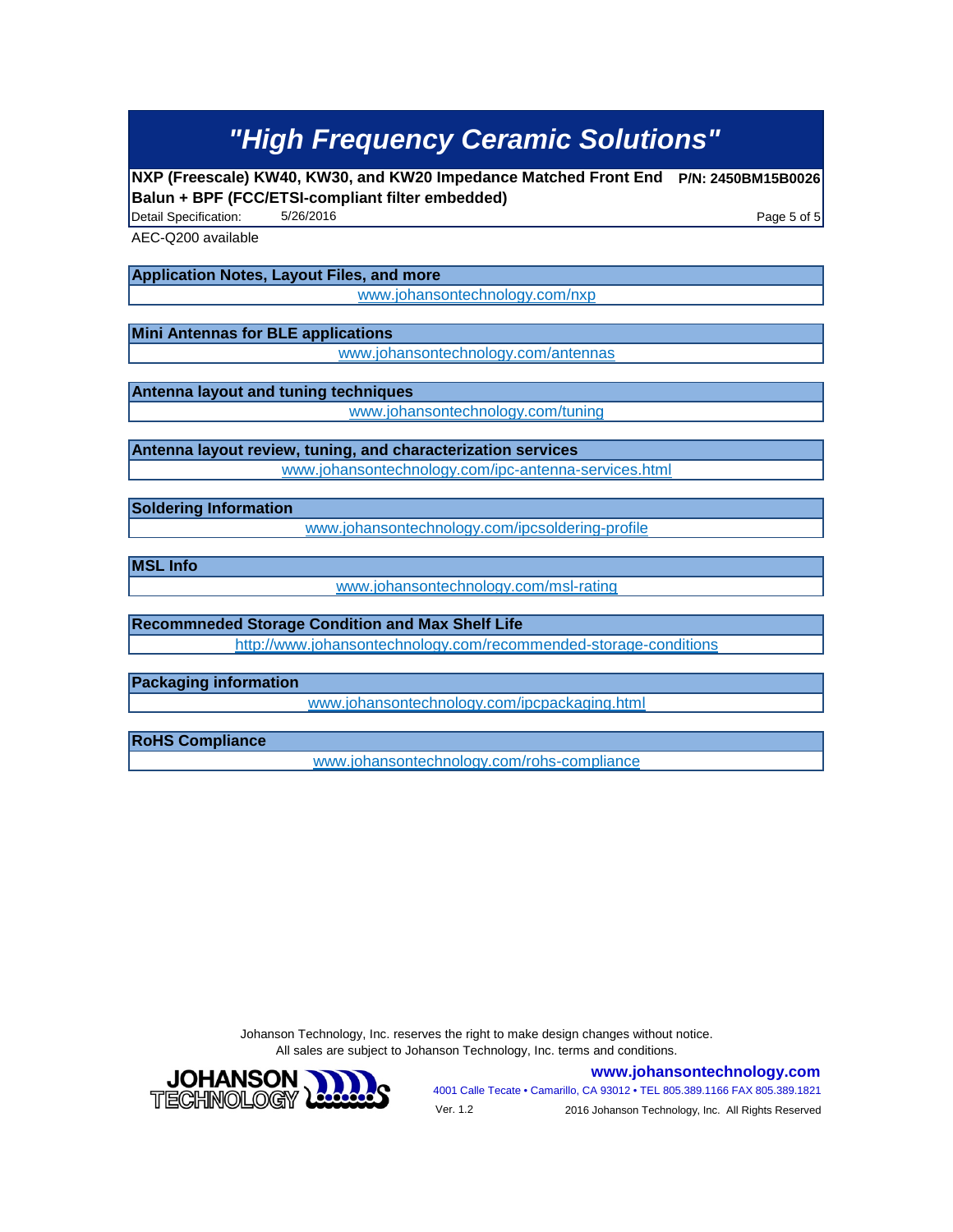AEC-Q200 available

## Application Notes, Layout Files, and more

www.johansontechnology.com/nxp

## Mini Antennas for BLE applications

www.johansontechnology.com/antennas

## Antenna layout and tuning techniques

www.johansontechnology.com/tuning

## Antenna layout review, tuning, and characterization services

www.johansontechnology.com/ipc-antenna-services.html

## Soldering Information

www.johansontechnology.com/ipcsoldering-profile

## MSL Info

www.johansontechnology.com/msl-rating

## Recommneded Storage Condition and Max Shelf Life

http://www.johansontechnology.com/recommended-storage-conditions

## Packaging information

www.johansontechnology.com/ipcpackaging.html

## RoHS Compliance

www.johansontechnology.com/rohs-compliance

Johanson Technology, Inc. reserves the right to make design changes without notice.
All sales are subject to Johanson Technology, Inc. terms and conditions.

JOHANSON TECHNOLOGY

www.johansontechnology.com

4001 Calle Tecate • Camarillo, CA 93012 • TEL 805.389.1166 FAX 805.389.1821

Ver. 1.2

2016 Johanson Technology, Inc. All Rights Reserved